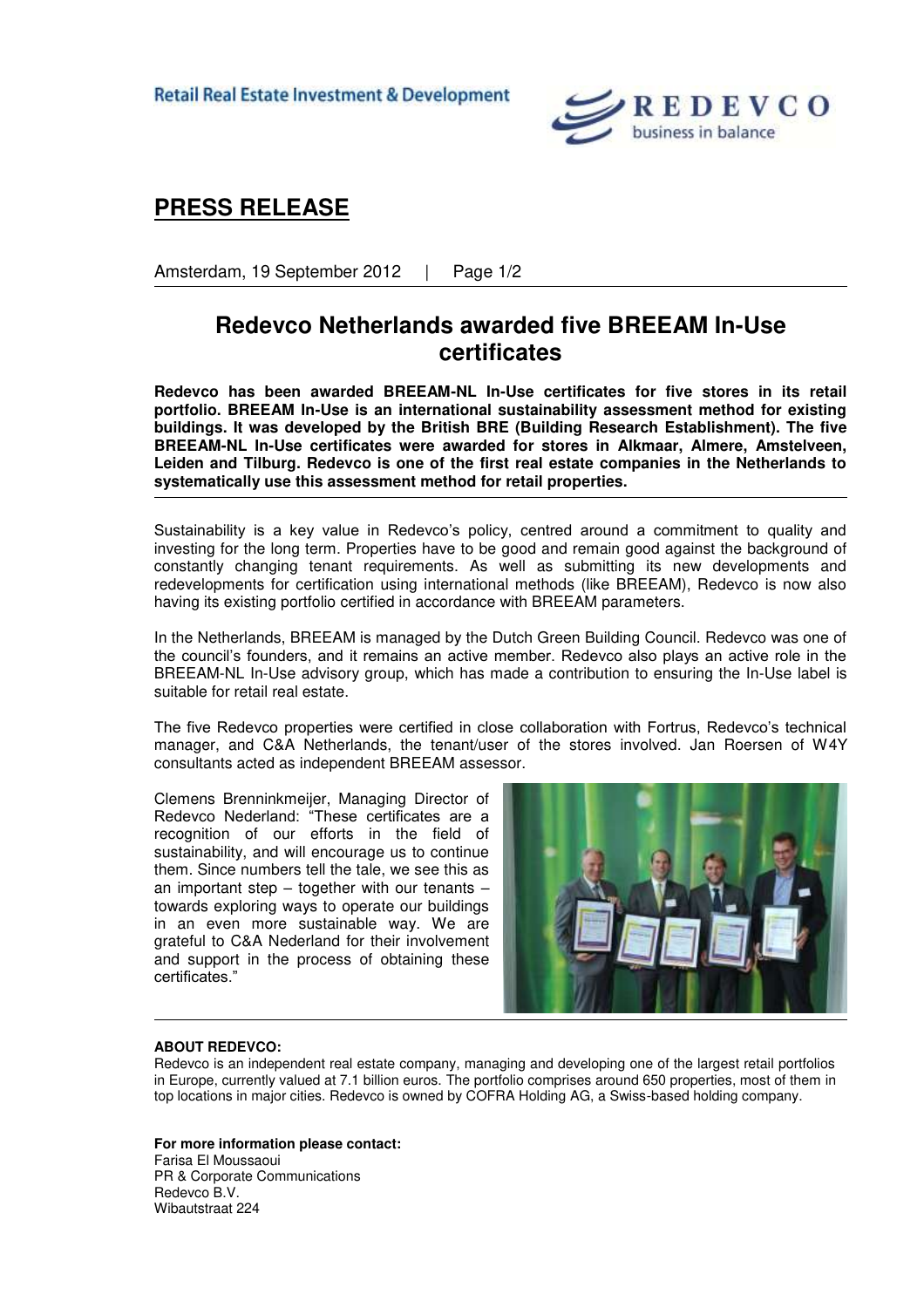Retail Real Estate Investment & Development

REDEVCO business in balance

# PRESS RELEASE

Amsterdam, 19 September 2012

## Redevco Netherlands awarded five BREEAM In-Use certificates

**Redevco has been awarded BREEAM-NL In-Use certificates for five stores in its retail portfolio. BREEAM In-Use is an international sustainability assessment method for existing buildings. It was developed by the British BRE (Building Research Establishment). The five BREEAM-NL In-Use certificates were awarded for stores in Alkmaar, Almere, Amstelveen, Leiden and Tilburg. Redevco is one of the first real estate companies in the Netherlands to systematically use this assessment method for retail properties.**

Sustainability is a key value in Redevco's policy, centred around a commitment to quality and investing for the long term. Properties have to be good and remain good against the background of constantly changing tenant requirements. As well as submitting its new developments and redevelopments for certification using international methods (like BREEAM), Redevco is now also having its existing portfolio certified in accordance with BREEAM parameters.

In the Netherlands, BREEAM is managed by the Dutch Green Building Council. Redevco was one of the council's founders, and it remains an active member. Redevco also plays an active role in the BREEAM-NL In-Use advisory group, which has made a contribution to ensuring the In-Use label is suitable for retail real estate.

The five Redevco properties were certified in close collaboration with Fortrus, Redevco's technical manager, and C&A Netherlands, the tenant/user of the stores involved. Jan Roersen of W4Y consultants acted as independent BREEAM assessor.

Clemens Brenninkmeijer, Managing Director of Redevco Nederland: "These certificates are a recognition of our efforts in the field of sustainability, and will encourage us to continue them. Since numbers tell the tale, we see this as an important step – together with our tenants – towards exploring ways to operate our buildings in an even more sustainable way. We are grateful to C&A Nederland for their involvement and support in the process of obtaining these certificates."

**ABOUT REDEVCO:**

Redevco is an independent real estate company, managing and developing one of the largest retail portfolios in Europe, currently valued at 7.1 billion euros. The portfolio comprises around 650 properties, most of them in top locations in major cities. Redevco is owned by COFRA Holding AG, a Swiss-based holding company.

**For more information please contact:**

Farisa El Moussaoui
PR & Corporate Communications
Redevco B.V.
Wibautstraat 224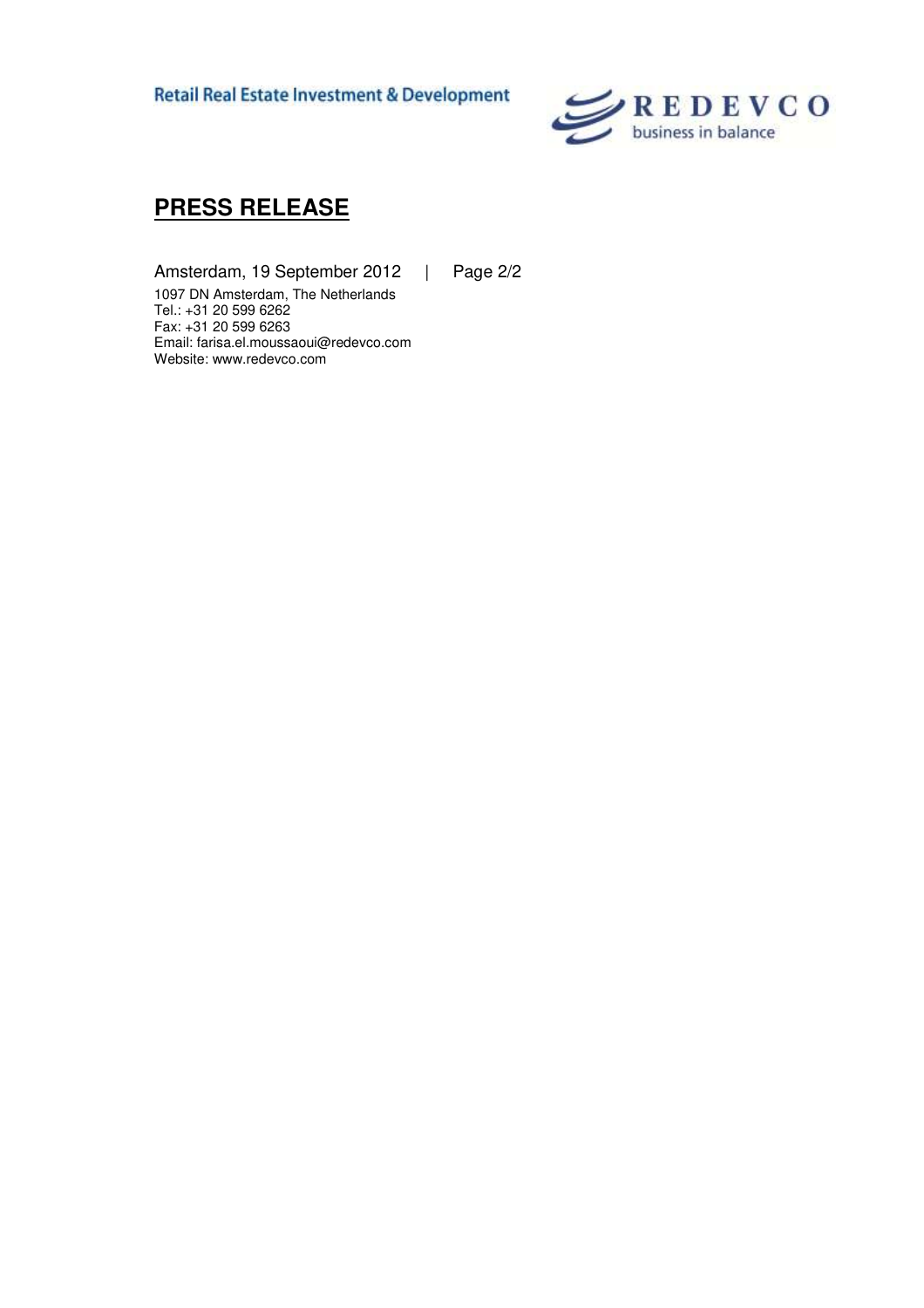# PRESS RELEASE

Amsterdam, 19 September 2012

1097 DN Amsterdam, The Netherlands
Tel.: +31 20 599 6262
Fax: +31 20 599 6263
Email: farisa.el.moussaoui@redevco.com
Website: www.redevco.com